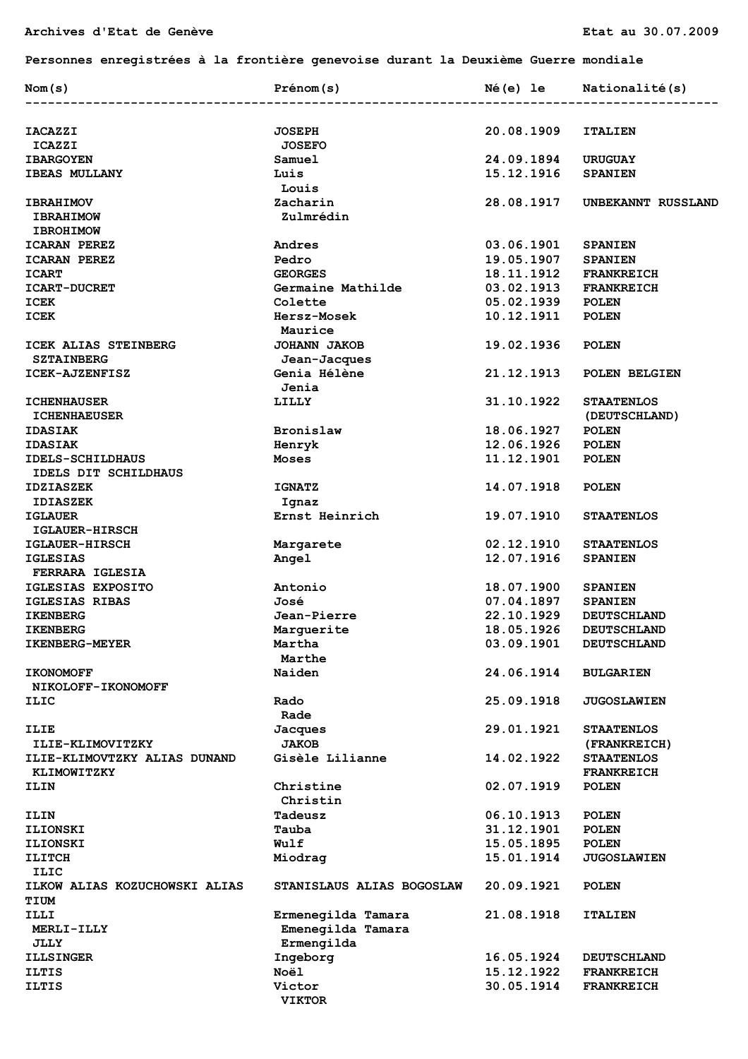Archives d'Etat de Genève

Etat au 30.07.2009

**Personnes enregistrées à la frontière genevoise durant la Deuxième Guerre mondiale**

| Nom(s) | Prénom(s) | Né(e) le | Nationalité(s) |
|---|---|---|---|
| IACAZZI | JOSEPH | 20.08.1909 | ITALIEN |
| ICAZZI | JOSEFO | | |
| IBARGOYEN | Samuel | 24.09.1894 | URUGUAY |
| IBEAS MULLANY | Luis | 15.12.1916 | SPANIEN |
| | Louis | | |
| IBRAHIMOV | Zacharin | 28.08.1917 | UNBEKANNT RUSSLAND |
| IBRAHIMOW | Zulmrédin | | |
| IBROHIMOW | | | |
| ICARAN PEREZ | Andres | 03.06.1901 | SPANIEN |
| ICARAN PEREZ | Pedro | 19.05.1907 | SPANIEN |
| ICART | GEORGES | 18.11.1912 | FRANKREICH |
| ICART-DUCRET | Germaine Mathilde | 03.02.1913 | FRANKREICH |
| ICEK | Colette | 05.02.1939 | POLEN |
| ICEK | Hersz-Mosek | 10.12.1911 | POLEN |
| | Maurice | | |
| ICEK ALIAS STEINBERG | JOHANN JAKOB | 19.02.1936 | POLEN |
| SZTAINBERG | Jean-Jacques | | |
| ICEK-AJZENFISZ | Genia Hélène | 21.12.1913 | POLEN BELGIEN |
| | Jenia | | |
| ICHENHAUSER | LILLY | 31.10.1922 | STAATENLOS |
| ICHENHAEUSER | | | (DEUTSCHLAND) |
| IDASIAK | Bronislaw | 18.06.1927 | POLEN |
| IDASIAK | Henryk | 12.06.1926 | POLEN |
| IDELS-SCHILDHAUS | Moses | 11.12.1901 | POLEN |
| IDELS DIT SCHILDHAUS | | | |
| IDZIASZEK | IGNATZ | 14.07.1918 | POLEN |
| IDIASZEK | Ignaz | | |
| IGLAUER | Ernst Heinrich | 19.07.1910 | STAATENLOS |
| IGLAUER-HIRSCH | | | |
| IGLAUER-HIRSCH | Margarete | 02.12.1910 | STAATENLOS |
| IGLESIAS | Angel | 12.07.1916 | SPANIEN |
| FERRARA IGLESIA | | | |
| IGLESIAS EXPOSITO | Antonio | 18.07.1900 | SPANIEN |
| IGLESIAS RIBAS | José | 07.04.1897 | SPANIEN |
| IKENBERG | Jean-Pierre | 22.10.1929 | DEUTSCHLAND |
| IKENBERG | Marguerite | 18.05.1926 | DEUTSCHLAND |
| IKENBERG-MEYER | Martha | 03.09.1901 | DEUTSCHLAND |
| | Marthe | | |
| IKONOMOFF | Naiden | 24.06.1914 | BULGARIEN |
| NIKOLOFF-IKONOMOFF | | | |
| ILIC | Rado | 25.09.1918 | JUGOSLAWIEN |
| | Rade | | |
| ILIE | Jacques | 29.01.1921 | STAATENLOS |
| ILIE-KLIMOVITZKY | JAKOB | | (FRANKREICH) |
| ILIE-KLIMOVTZKY ALIAS DUNAND | Gisèle Lilianne | 14.02.1922 | STAATENLOS |
| KLIMOWITZKY | | | FRANKREICH |
| ILIN | Christine | 02.07.1919 | POLEN |
| | Christin | | |
| ILIN | Tadeusz | 06.10.1913 | POLEN |
| ILIONSKI | Tauba | 31.12.1901 | POLEN |
| ILIONSKI | Wulf | 15.05.1895 | POLEN |
| ILITCH | Miodrag | 15.01.1914 | JUGOSLAWIEN |
| ILIC | | | |
| ILKOW ALIAS KOZUCHOWSKI ALIAS TIUM | STANISLAUS ALIAS BOGOSLAW | 20.09.1921 | POLEN |
| ILLI | Ermenegilda Tamara | 21.08.1918 | ITALIEN |
| MERLI-ILLY | Emenegilda Tamara | | |
| JLLY | Ermengilda | | |
| ILLSINGER | Ingeborg | 16.05.1924 | DEUTSCHLAND |
| ILTIS | Noël | 15.12.1922 | FRANKREICH |
| ILTIS | Victor | 30.05.1914 | FRANKREICH |
| | VIKTOR | | |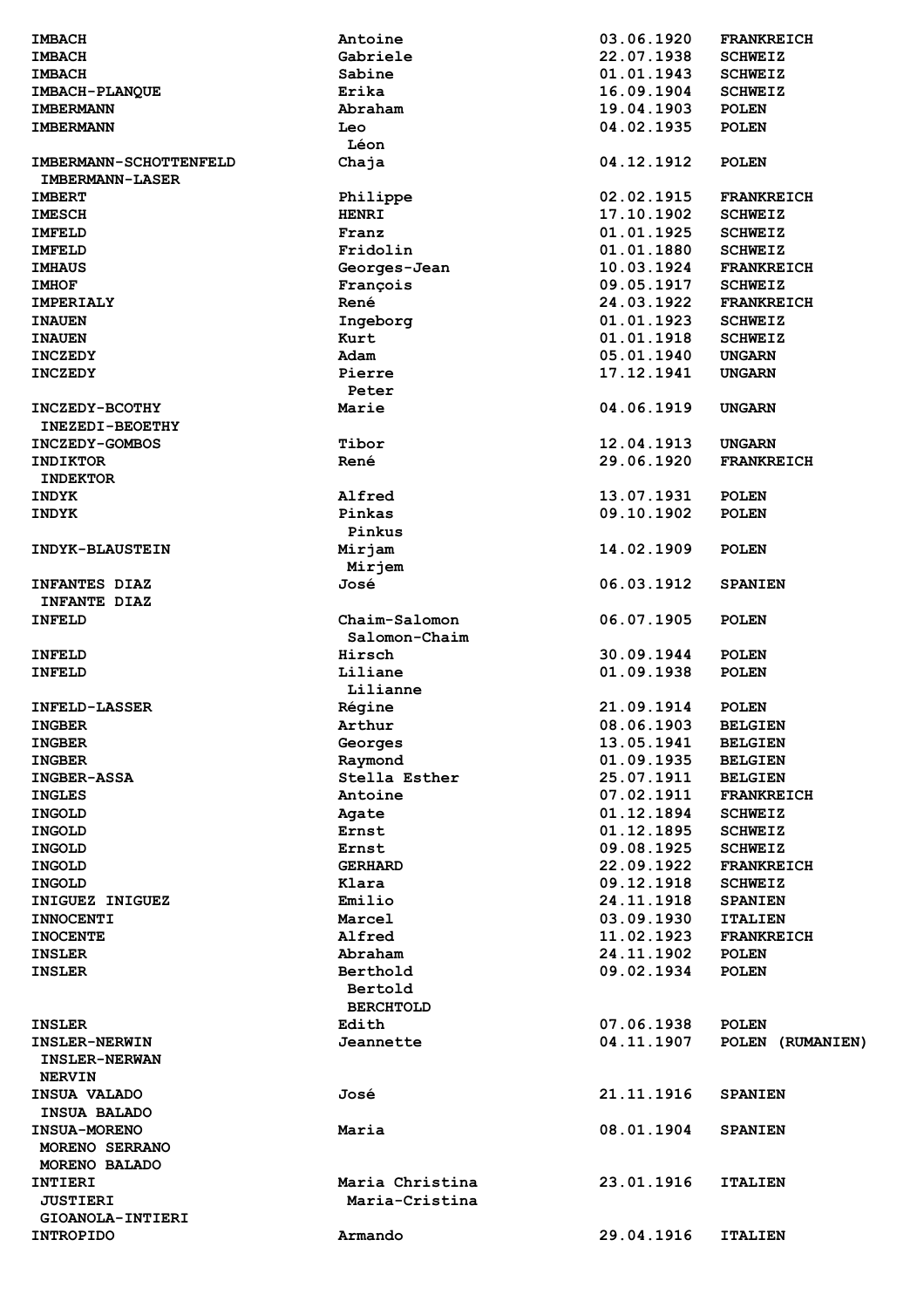| | | | |
|---|---|---|---|
| **IMBACH** | **Antoine** | **03.06.1920** | **FRANKREICH** |
| **IMBACH** | **Gabriele** | **22.07.1938** | **SCHWEIZ** |
| **IMBACH** | **Sabine** | **01.01.1943** | **SCHWEIZ** |
| **IMBACH-PLANQUE** | **Erika** | **16.09.1904** | **SCHWEIZ** |
| **IMBERMANN** | **Abraham** | **19.04.1903** | **POLEN** |
| **IMBERMANN** | **Leo**<br>**Léon** | **04.02.1935** | **POLEN** |
| **IMBERMANN-SCHOTTENFELD**<br>**IMBERMANN-LASER** | **Chaja** | **04.12.1912** | **POLEN** |
| **IMBERT** | **Philippe** | **02.02.1915** | **FRANKREICH** |
| **IMESCH** | **HENRI** | **17.10.1902** | **SCHWEIZ** |
| **IMFELD** | **Franz** | **01.01.1925** | **SCHWEIZ** |
| **IMFELD** | **Fridolin** | **01.01.1880** | **SCHWEIZ** |
| **IMHAUS** | **Georges-Jean** | **10.03.1924** | **FRANKREICH** |
| **IMHOF** | **François** | **09.05.1917** | **SCHWEIZ** |
| **IMPERIALY** | **René** | **24.03.1922** | **FRANKREICH** |
| **INAUEN** | **Ingeborg** | **01.01.1923** | **SCHWEIZ** |
| **INAUEN** | **Kurt** | **01.01.1918** | **SCHWEIZ** |
| **INCZEDY** | **Adam** | **05.01.1940** | **UNGARN** |
| **INCZEDY** | **Pierre**<br>**Peter** | **17.12.1941** | **UNGARN** |
| **INCZEDY-BCOTHY**<br>**INEZEDI-BEOETHY** | **Marie** | **04.06.1919** | **UNGARN** |
| **INCZEDY-GOMBOS** | **Tibor** | **12.04.1913** | **UNGARN** |
| **INDIKTOR**<br>**INDEKTOR** | **René** | **29.06.1920** | **FRANKREICH** |
| **INDYK** | **Alfred** | **13.07.1931** | **POLEN** |
| **INDYK** | **Pinkas**<br>**Pinkus** | **09.10.1902** | **POLEN** |
| **INDYK-BLAUSTEIN** | **Mirjam**<br>**Mirjem** | **14.02.1909** | **POLEN** |
| **INFANTES DIAZ**<br>**INFANTE DIAZ** | **José** | **06.03.1912** | **SPANIEN** |
| **INFELD** | **Chaim-Salomon**<br>**Salomon-Chaim** | **06.07.1905** | **POLEN** |
| **INFELD** | **Hirsch** | **30.09.1944** | **POLEN** |
| **INFELD** | **Liliane**<br>**Lilianne** | **01.09.1938** | **POLEN** |
| **INFELD-LASSER** | **Régine** | **21.09.1914** | **POLEN** |
| **INGBER** | **Arthur** | **08.06.1903** | **BELGIEN** |
| **INGBER** | **Georges** | **13.05.1941** | **BELGIEN** |
| **INGBER** | **Raymond** | **01.09.1935** | **BELGIEN** |
| **INGBER-ASSA** | **Stella Esther** | **25.07.1911** | **BELGIEN** |
| **INGLES** | **Antoine** | **07.02.1911** | **FRANKREICH** |
| **INGOLD** | **Agate** | **01.12.1894** | **SCHWEIZ** |
| **INGOLD** | **Ernst** | **01.12.1895** | **SCHWEIZ** |
| **INGOLD** | **Ernst** | **09.08.1925** | **SCHWEIZ** |
| **INGOLD** | **GERHARD** | **22.09.1922** | **FRANKREICH** |
| **INGOLD** | **Klara** | **09.12.1918** | **SCHWEIZ** |
| **INIGUEZ INIGUEZ** | **Emilio** | **24.11.1918** | **SPANIEN** |
| **INNOCENTI** | **Marcel** | **03.09.1930** | **ITALIEN** |
| **INOCENTE** | **Alfred** | **11.02.1923** | **FRANKREICH** |
| **INSLER** | **Abraham** | **24.11.1902** | **POLEN** |
| **INSLER** | **Berthold**<br>**Bertold**<br>**BERCHTOLD** | **09.02.1934** | **POLEN** |
| **INSLER** | **Edith** | **07.06.1938** | **POLEN** |
| **INSLER-NERWIN**<br>**INSLER-NERWAN**<br>**NERVIN** | **Jeannette** | **04.11.1907** | **POLEN (RUMANIEN)** |
| **INSUA VALADO**<br>**INSUA BALADO** | **José** | **21.11.1916** | **SPANIEN** |
| **INSUA-MORENO**<br>**MORENO SERRANO**<br>**MORENO BALADO** | **Maria** | **08.01.1904** | **SPANIEN** |
| **INTIERI**<br>**JUSTIERI**<br>**GIOANOLA-INTIERI** | **Maria Christina**<br>**Maria-Cristina** | **23.01.1916** | **ITALIEN** |
| **INTROPIDO** | **Armando** | **29.04.1916** | **ITALIEN** |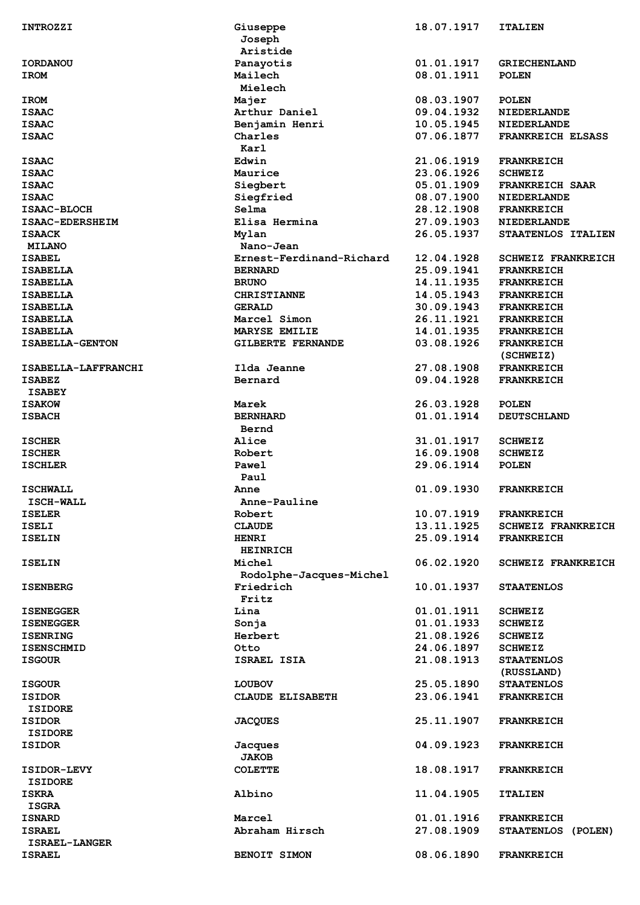| | | | |
|---|---|---|---|
| INTROZZI | Giuseppe<br>Joseph<br>Aristide | 18.07.1917 | ITALIEN |
| IORDANOU | Panayotis | 01.01.1917 | GRIECHENLAND |
| IROM | Mailech<br>Mielech | 08.01.1911 | POLEN |
| IROM | Majer | 08.03.1907 | POLEN |
| ISAAC | Arthur Daniel | 09.04.1932 | NIEDERLANDE |
| ISAAC | Benjamin Henri | 10.05.1945 | NIEDERLANDE |
| ISAAC | Charles<br>Karl | 07.06.1877 | FRANKREICH ELSASS |
| ISAAC | Edwin | 21.06.1919 | FRANKREICH |
| ISAAC | Maurice | 23.06.1926 | SCHWEIZ |
| ISAAC | Siegbert | 05.01.1909 | FRANKREICH SAAR |
| ISAAC | Siegfried | 08.07.1900 | NIEDERLANDE |
| ISAAC-BLOCH | Selma | 28.12.1908 | FRANKREICH |
| ISAAC-EDERSHEIM | Elisa Hermina | 27.09.1903 | NIEDERLANDE |
| ISAACK<br>MILANO | Mylan<br>Nano-Jean | 26.05.1937 | STAATENLOS ITALIEN |
| ISABEL | Ernest-Ferdinand-Richard | 12.04.1928 | SCHWEIZ FRANKREICH |
| ISABELLA | BERNARD | 25.09.1941 | FRANKREICH |
| ISABELLA | BRUNO | 14.11.1935 | FRANKREICH |
| ISABELLA | CHRISTIANNE | 14.05.1943 | FRANKREICH |
| ISABELLA | GERALD | 30.09.1943 | FRANKREICH |
| ISABELLA | Marcel Simon | 26.11.1921 | FRANKREICH |
| ISABELLA | MARYSE EMILIE | 14.01.1935 | FRANKREICH |
| ISABELLA-GENTON | GILBERTE FERNANDE | 03.08.1926 | FRANKREICH (SCHWEIZ) |
| ISABELLA-LAFFRANCHI | Ilda Jeanne | 27.08.1908 | FRANKREICH |
| ISABEZ<br>ISABEY | Bernard | 09.04.1928 | FRANKREICH |
| ISAKOW | Marek | 26.03.1928 | POLEN |
| ISBACH | BERNHARD<br>Bernd | 01.01.1914 | DEUTSCHLAND |
| ISCHER | Alice | 31.01.1917 | SCHWEIZ |
| ISCHER | Robert | 16.09.1908 | SCHWEIZ |
| ISCHLER | Pawel<br>Paul | 29.06.1914 | POLEN |
| ISCHWALL<br>ISCH-WALL | Anne<br>Anne-Pauline | 01.09.1930 | FRANKREICH |
| ISELER | Robert | 10.07.1919 | FRANKREICH |
| ISELI | CLAUDE | 13.11.1925 | SCHWEIZ FRANKREICH |
| ISELIN | HENRI<br>HEINRICH | 25.09.1914 | FRANKREICH |
| ISELIN | Michel<br>Rodolphe-Jacques-Michel | 06.02.1920 | SCHWEIZ FRANKREICH |
| ISENBERG | Friedrich<br>Fritz | 10.01.1937 | STAATENLOS |
| ISENEGGER | Lina | 01.01.1911 | SCHWEIZ |
| ISENEGGER | Sonja | 01.01.1933 | SCHWEIZ |
| ISENRING | Herbert | 21.08.1926 | SCHWEIZ |
| ISENSCHMID | Otto | 24.06.1897 | SCHWEIZ |
| ISGOUR | ISRAEL ISIA | 21.08.1913 | STAATENLOS (RUSSLAND) |
| ISGOUR | LOUBOV | 25.05.1890 | STAATENLOS |
| ISIDOR<br>ISIDORE | CLAUDE ELISABETH | 23.06.1941 | FRANKREICH |
| ISIDOR<br>ISIDORE | JACQUES | 25.11.1907 | FRANKREICH |
| ISIDOR | Jacques<br>JAKOB | 04.09.1923 | FRANKREICH |
| ISIDOR-LEVY<br>ISIDORE | COLETTE | 18.08.1917 | FRANKREICH |
| ISKRA<br>ISGRA | Albino | 11.04.1905 | ITALIEN |
| ISNARD | Marcel | 01.01.1916 | FRANKREICH |
| ISRAEL<br>ISRAEL-LANGER | Abraham Hirsch | 27.08.1909 | STAATENLOS (POLEN) |
| ISRAEL | BENOIT SIMON | 08.06.1890 | FRANKREICH |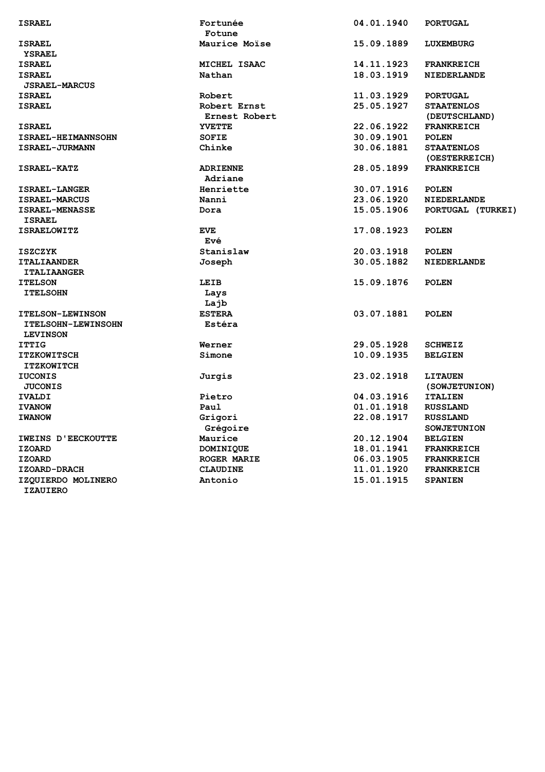| | | | |
|---|---|---|---|
| ISRAEL | Fortunée<br>Fotune | 04.01.1940 | PORTUGAL |
| ISRAEL<br>YSRAEL | Maurice Moïse | 15.09.1889 | LUXEMBURG |
| ISRAEL | MICHEL ISAAC | 14.11.1923 | FRANKREICH |
| ISRAEL<br>JSRAEL-MARCUS | Nathan | 18.03.1919 | NIEDERLANDE |
| ISRAEL | Robert | 11.03.1929 | PORTUGAL |
| ISRAEL | Robert Ernst<br>Ernest Robert | 25.05.1927 | STAATENLOS<br>(DEUTSCHLAND) |
| ISRAEL | YVETTE | 22.06.1922 | FRANKREICH |
| ISRAEL-HEIMANNSOHN | SOFIE | 30.09.1901 | POLEN |
| ISRAEL-JURMANN | Chinke | 30.06.1881 | STAATENLOS<br>(OESTERREICH) |
| ISRAEL-KATZ | ADRIENNE<br>Adriane | 28.05.1899 | FRANKREICH |
| ISRAEL-LANGER | Henriette | 30.07.1916 | POLEN |
| ISRAEL-MARCUS | Nanni | 23.06.1920 | NIEDERLANDE |
| ISRAEL-MENASSE<br>ISRAEL | Dora | 15.05.1906 | PORTUGAL (TURKEI) |
| ISRAELOWITZ | EVE<br>Evé | 17.08.1923 | POLEN |
| ISZCZYK | Stanislaw | 20.03.1918 | POLEN |
| ITALIAANDER<br>ITALIAANGER | Joseph | 30.05.1882 | NIEDERLANDE |
| ITELSON<br>ITELSOHN | LEIB<br>Lays<br>Lajb | 15.09.1876 | POLEN |
| ITELSON-LEWINSON<br>ITELSOHN-LEWINSOHN<br>LEVINSON | ESTERA<br>Estéra | 03.07.1881 | POLEN |
| ITTIG | Werner | 29.05.1928 | SCHWEIZ |
| ITZKOWITSCH<br>ITZKOWITCH | Simone | 10.09.1935 | BELGIEN |
| IUCONIS<br>JUCONIS | Jurgis | 23.02.1918 | LITAUEN<br>(SOWJETUNION) |
| IVALDI | Pietro | 04.03.1916 | ITALIEN |
| IVANOW | Paul | 01.01.1918 | RUSSLAND |
| IWANOW | Grigori<br>Grégoire | 22.08.1917 | RUSSLAND<br>SOWJETUNION |
| IWEINS D'EECKOUTTE | Maurice | 20.12.1904 | BELGIEN |
| IZOARD | DOMINIQUE | 18.01.1941 | FRANKREICH |
| IZOARD | ROGER MARIE | 06.03.1905 | FRANKREICH |
| IZOARD-DRACH | CLAUDINE | 11.01.1920 | FRANKREICH |
| IZQUIERDO MOLINERO<br>IZAUIERO | Antonio | 15.01.1915 | SPANIEN |